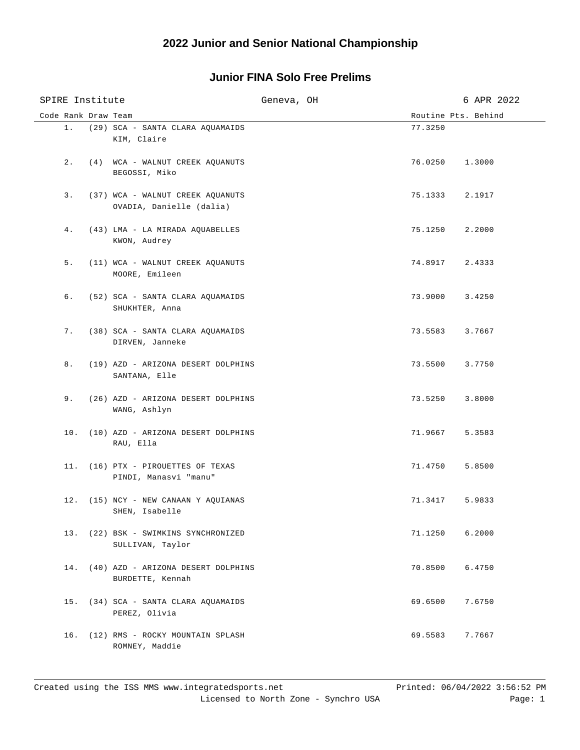# 2022 Junior and Senior National Championship

## Junior FINA Solo Free Prelims

SPIRE Institute | Geneva, OH | 6 APR 2022

| Code | Rank | Draw | Team | Routine | Pts. Behind |
|---|---|---|---|---|---|
| | 1. | (29) | SCA - SANTA CLARA AQUAMAIDS<br>KIM, Claire | 77.3250 | |
| | 2. | (4) | WCA - WALNUT CREEK AQUANUTS<br>BEGOSSI, Miko | 76.0250 | 1.3000 |
| | 3. | (37) | WCA - WALNUT CREEK AQUANUTS<br>OVADIA, Danielle (dalia) | 75.1333 | 2.1917 |
| | 4. | (43) | LMA - LA MIRADA AQUABELLES<br>KWON, Audrey | 75.1250 | 2.2000 |
| | 5. | (11) | WCA - WALNUT CREEK AQUANUTS<br>MOORE, Emileen | 74.8917 | 2.4333 |
| | 6. | (52) | SCA - SANTA CLARA AQUAMAIDS<br>SHUKHTER, Anna | 73.9000 | 3.4250 |
| | 7. | (38) | SCA - SANTA CLARA AQUAMAIDS<br>DIRVEN, Janneke | 73.5583 | 3.7667 |
| | 8. | (19) | AZD - ARIZONA DESERT DOLPHINS<br>SANTANA, Elle | 73.5500 | 3.7750 |
| | 9. | (26) | AZD - ARIZONA DESERT DOLPHINS<br>WANG, Ashlyn | 73.5250 | 3.8000 |
| | 10. | (10) | AZD - ARIZONA DESERT DOLPHINS<br>RAU, Ella | 71.9667 | 5.3583 |
| | 11. | (16) | PTX - PIROUETTES OF TEXAS<br>PINDI, Manasvi "manu" | 71.4750 | 5.8500 |
| | 12. | (15) | NCY - NEW CANAAN Y AQUIANAS<br>SHEN, Isabelle | 71.3417 | 5.9833 |
| | 13. | (22) | BSK - SWIMKINS SYNCHRONIZED<br>SULLIVAN, Taylor | 71.1250 | 6.2000 |
| | 14. | (40) | AZD - ARIZONA DESERT DOLPHINS<br>BURDETTE, Kennah | 70.8500 | 6.4750 |
| | 15. | (34) | SCA - SANTA CLARA AQUAMAIDS<br>PEREZ, Olivia | 69.6500 | 7.6750 |
| | 16. | (12) | RMS - ROCKY MOUNTAIN SPLASH<br>ROMNEY, Maddie | 69.5583 | 7.7667 |

Created using the ISS MMS www.integratedsports.net | Printed: 06/04/2022 3:56:52 PM
Licensed to North Zone - Synchro USA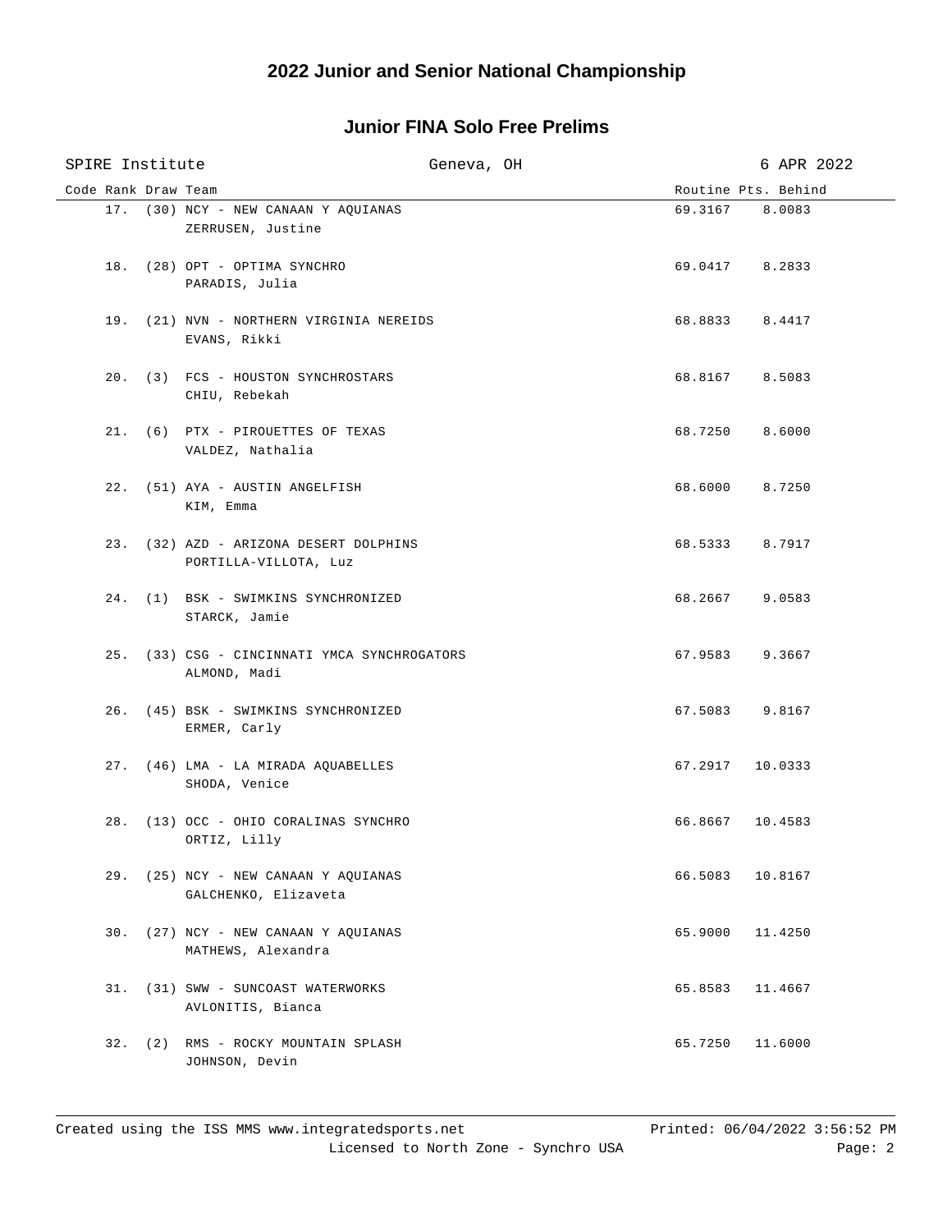# 2022 Junior and Senior National Championship

## Junior FINA Solo Free Prelims

SPIRE Institute | Geneva, OH | 6 APR 2022

| Code | Rank | Draw | Team | Routine | Pts. Behind |
|---|---|---|---|---|---|
| | 17. | (30) | NCY - NEW CANAAN Y AQUIANAS<br>ZERRUSEN, Justine | 69.3167 | 8.0083 |
| | 18. | (28) | OPT - OPTIMA SYNCHRO<br>PARADIS, Julia | 69.0417 | 8.2833 |
| | 19. | (21) | NVN - NORTHERN VIRGINIA NEREIDS<br>EVANS, Rikki | 68.8833 | 8.4417 |
| | 20. | (3) | FCS - HOUSTON SYNCHROSTARS<br>CHIU, Rebekah | 68.8167 | 8.5083 |
| | 21. | (6) | PTX - PIROUETTES OF TEXAS<br>VALDEZ, Nathalia | 68.7250 | 8.6000 |
| | 22. | (51) | AYA - AUSTIN ANGELFISH<br>KIM, Emma | 68.6000 | 8.7250 |
| | 23. | (32) | AZD - ARIZONA DESERT DOLPHINS<br>PORTILLA-VILLOTA, Luz | 68.5333 | 8.7917 |
| | 24. | (1) | BSK - SWIMKINS SYNCHRONIZED<br>STARCK, Jamie | 68.2667 | 9.0583 |
| | 25. | (33) | CSG - CINCINNATI YMCA SYNCHROGATORS<br>ALMOND, Madi | 67.9583 | 9.3667 |
| | 26. | (45) | BSK - SWIMKINS SYNCHRONIZED<br>ERMER, Carly | 67.5083 | 9.8167 |
| | 27. | (46) | LMA - LA MIRADA AQUABELLES<br>SHODA, Venice | 67.2917 | 10.0333 |
| | 28. | (13) | OCC - OHIO CORALINAS SYNCHRO<br>ORTIZ, Lilly | 66.8667 | 10.4583 |
| | 29. | (25) | NCY - NEW CANAAN Y AQUIANAS<br>GALCHENKO, Elizaveta | 66.5083 | 10.8167 |
| | 30. | (27) | NCY - NEW CANAAN Y AQUIANAS<br>MATHEWS, Alexandra | 65.9000 | 11.4250 |
| | 31. | (31) | SWW - SUNCOAST WATERWORKS<br>AVLONITIS, Bianca | 65.8583 | 11.4667 |
| | 32. | (2) | RMS - ROCKY MOUNTAIN SPLASH<br>JOHNSON, Devin | 65.7250 | 11.6000 |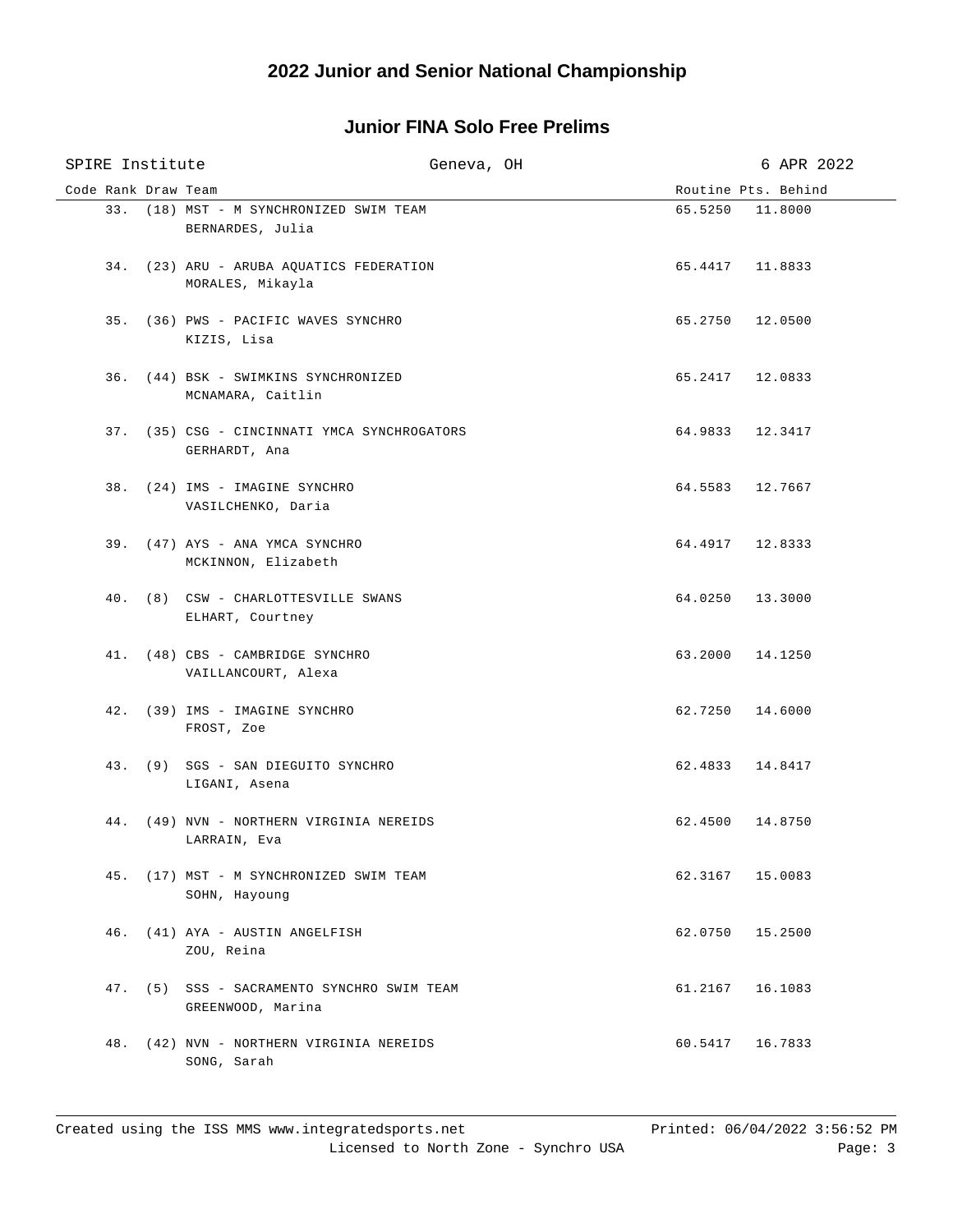## 2022 Junior and Senior National Championship

### Junior FINA Solo Free Prelims

SPIRE Institute | Geneva, OH | 6 APR 2022

| Code | Rank | Draw | Team | Routine | Pts. Behind |
|---|---|---|---|---|---|
| | 33. | (18) | MST - M SYNCHRONIZED SWIM TEAM<br>BERNARDES, Julia | 65.5250 | 11.8000 |
| | 34. | (23) | ARU - ARUBA AQUATICS FEDERATION<br>MORALES, Mikayla | 65.4417 | 11.8833 |
| | 35. | (36) | PWS - PACIFIC WAVES SYNCHRO<br>KIZIS, Lisa | 65.2750 | 12.0500 |
| | 36. | (44) | BSK - SWIMKINS SYNCHRONIZED<br>MCNAMARA, Caitlin | 65.2417 | 12.0833 |
| | 37. | (35) | CSG - CINCINNATI YMCA SYNCHROGATORS<br>GERHARDT, Ana | 64.9833 | 12.3417 |
| | 38. | (24) | IMS - IMAGINE SYNCHRO<br>VASILCHENKO, Daria | 64.5583 | 12.7667 |
| | 39. | (47) | AYS - ANA YMCA SYNCHRO<br>MCKINNON, Elizabeth | 64.4917 | 12.8333 |
| | 40. | (8) | CSW - CHARLOTTESVILLE SWANS<br>ELHART, Courtney | 64.0250 | 13.3000 |
| | 41. | (48) | CBS - CAMBRIDGE SYNCHRO<br>VAILLANCOURT, Alexa | 63.2000 | 14.1250 |
| | 42. | (39) | IMS - IMAGINE SYNCHRO<br>FROST, Zoe | 62.7250 | 14.6000 |
| | 43. | (9) | SGS - SAN DIEGUITO SYNCHRO<br>LIGANI, Asena | 62.4833 | 14.8417 |
| | 44. | (49) | NVN - NORTHERN VIRGINIA NEREIDS<br>LARRAIN, Eva | 62.4500 | 14.8750 |
| | 45. | (17) | MST - M SYNCHRONIZED SWIM TEAM<br>SOHN, Hayoung | 62.3167 | 15.0083 |
| | 46. | (41) | AYA - AUSTIN ANGELFISH<br>ZOU, Reina | 62.0750 | 15.2500 |
| | 47. | (5) | SSS - SACRAMENTO SYNCHRO SWIM TEAM<br>GREENWOOD, Marina | 61.2167 | 16.1083 |
| | 48. | (42) | NVN - NORTHERN VIRGINIA NEREIDS<br>SONG, Sarah | 60.5417 | 16.7833 |

Created using the ISS MMS www.integratedsports.net | Printed: 06/04/2022 3:56:52 PM
Licensed to North Zone - Synchro USA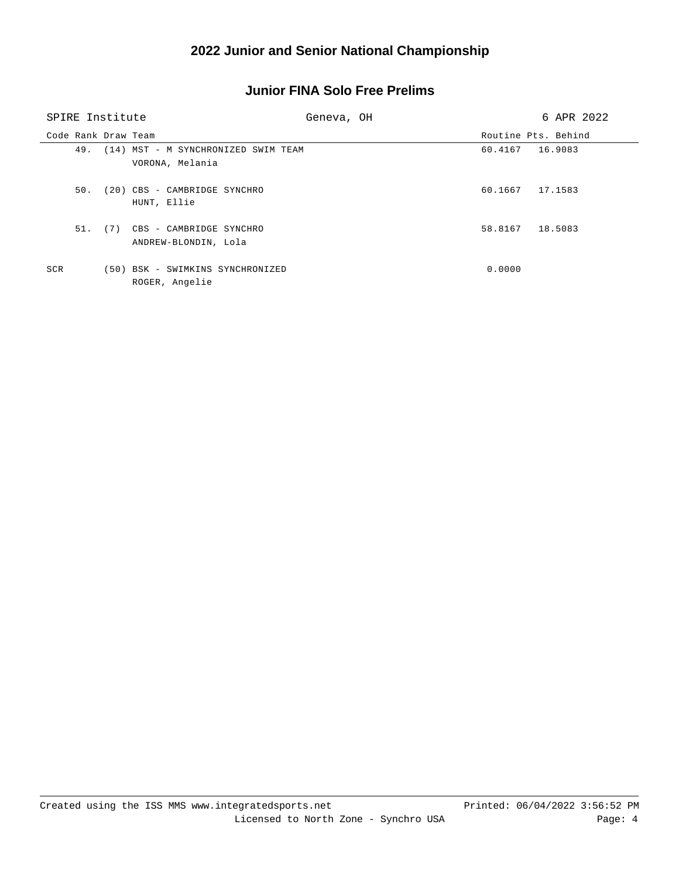# 2022 Junior and Senior National Championship

## Junior FINA Solo Free Prelims

SPIRE Institute — Geneva, OH — 6 APR 2022

| Code | Rank | Draw | Team | Routine Pts. | Behind |
|---|---|---|---|---|---|
| | 49. | (14) | MST - M SYNCHRONIZED SWIM TEAM<br>VORONA, Melania | 60.4167 | 16.9083 |
| | 50. | (20) | CBS - CAMBRIDGE SYNCHRO<br>HUNT, Ellie | 60.1667 | 17.1583 |
| | 51. | (7) | CBS - CAMBRIDGE SYNCHRO<br>ANDREW-BLONDIN, Lola | 58.8167 | 18.5083 |
| SCR | | (50) | BSK - SWIMKINS SYNCHRONIZED<br>ROGER, Angelie | 0.0000 | |